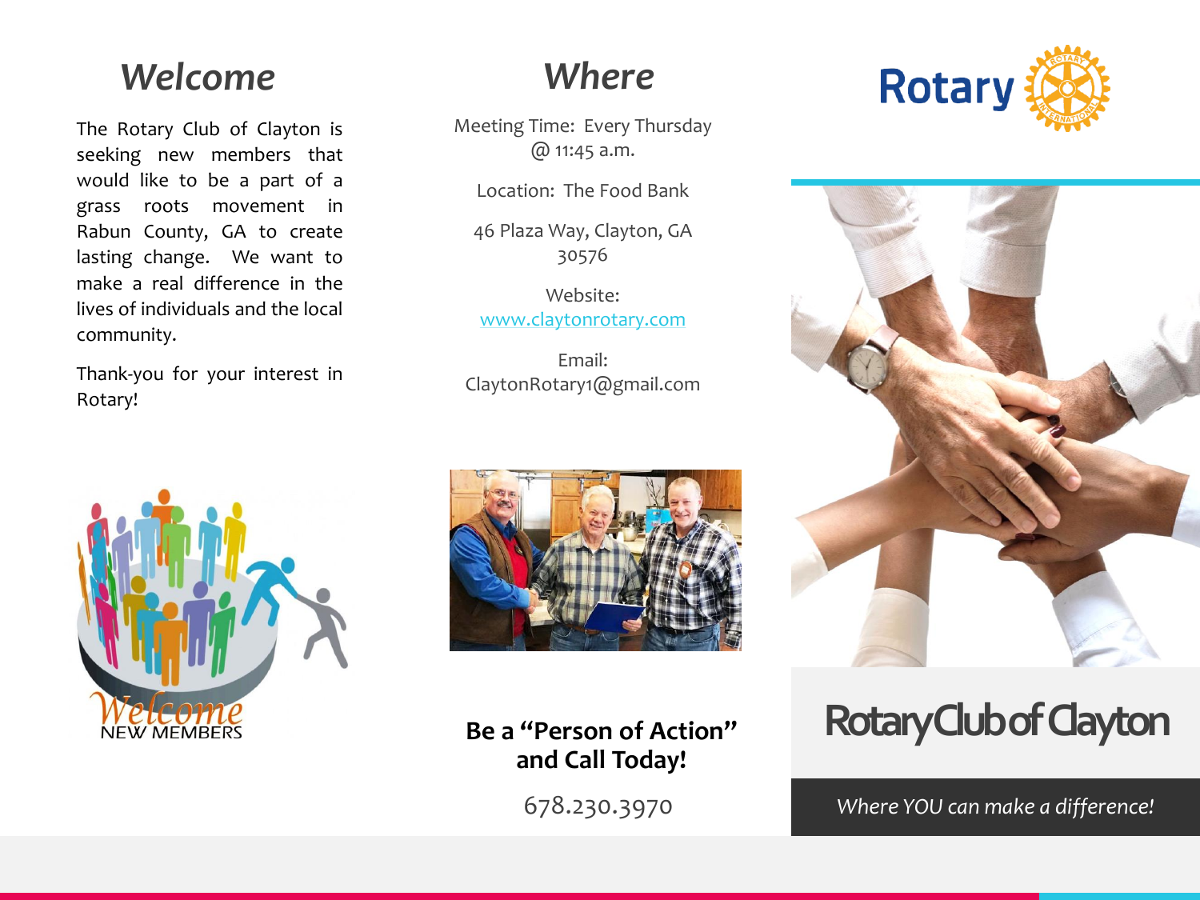# Welcome

The Rotary Club of Clayton is seeking new members that would like to be a part of a grass roots movement in Rabun County, GA to create lasting change. We want to make a real difference in the lives of individuals and the local community.

Thank-you for your interest in Rotary!

# Where

Meeting Time: Every Thursday @ 11:45 a.m.

Location: The Food Bank

46 Plaza Way, Clayton, GA 30576

Website:
[www.claytonrotary.com](http://www.claytonrotary.com)

Email:
ClaytonRotary1@gmail.com

**Be a "Person of Action" and Call Today!**

678.230.3970

Rotary

# Rotary Club of Clayton

*Where YOU can make a difference!*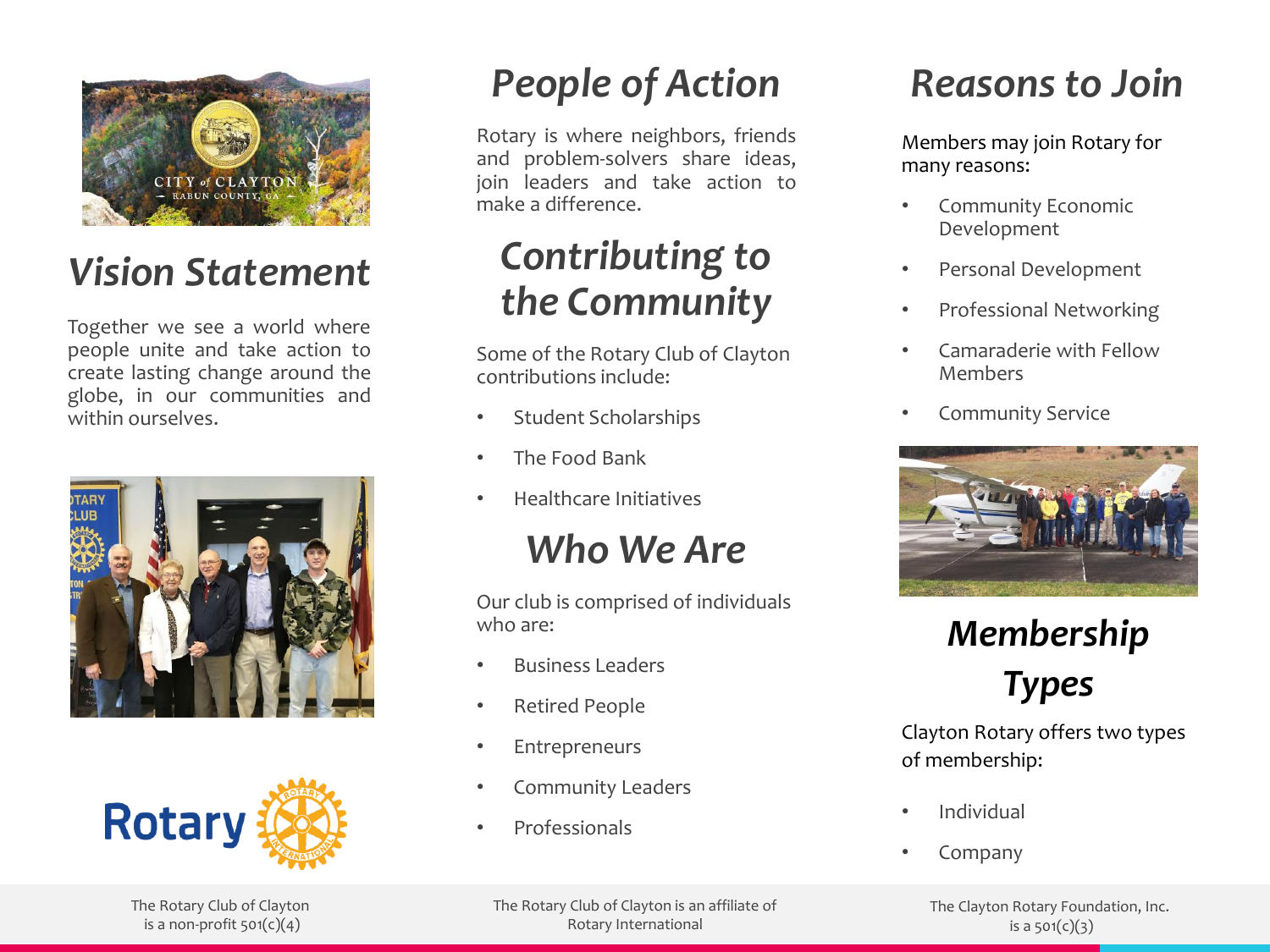## *Vision Statement*

Together we see a world where people unite and take action to create lasting change around the globe, in our communities and within ourselves.

The Rotary Club of Clayton is a non-profit 501(c)(4)

## *People of Action*

Rotary is where neighbors, friends and problem-solvers share ideas, join leaders and take action to make a difference.

## *Contributing to the Community*

Some of the Rotary Club of Clayton contributions include:

- Student Scholarships
- The Food Bank
- Healthcare Initiatives

## *Who We Are*

Our club is comprised of individuals who are:

- Business Leaders
- Retired People
- Entrepreneurs
- Community Leaders
- Professionals

The Rotary Club of Clayton is an affiliate of Rotary International

## *Reasons to Join*

Members may join Rotary for many reasons:

- Community Economic Development
- Personal Development
- Professional Networking
- Camaraderie with Fellow Members
- Community Service

## *Membership Types*

Clayton Rotary offers two types of membership:

- Individual
- Company

The Clayton Rotary Foundation, Inc. is a 501(c)(3)